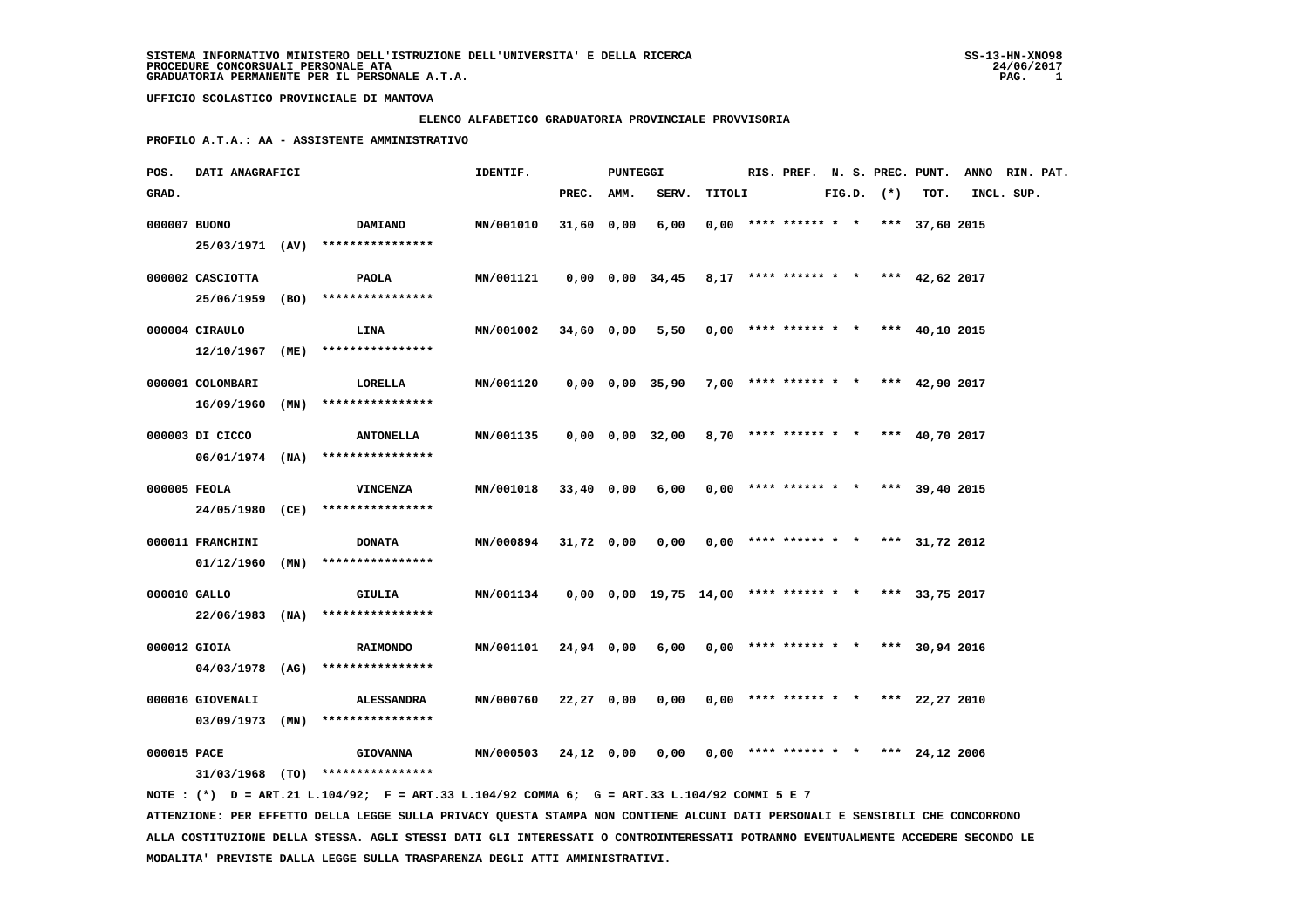SISTEMA INFORMATIVO MINISTERO DELL'ISTRUZIONE DELL'UNIVERSITA' E DELLA RICERCA
PROCEDURE CONCORSUALI PERSONALE ATA
GRADUATORIA PERMANENTE PER IL PERSONALE A.T.A.

SS-13-HN-XNO98
24/06/2017

UFFICIO SCOLASTICO PROVINCIALE DI MANTOVA

ELENCO ALFABETICO GRADUATORIA PROVINCIALE PROVVISORIA

PROFILO A.T.A.: AA - ASSISTENTE AMMINISTRATIVO

| POS. GRAD. | DATI ANAGRAFICI | | IDENTIF. | PUNTEGGI PREC. | AMM. | SERV. | TITOLI | RIS. | PREF. | N. S. FIG.D. | PREC. (*) | PUNT. TOT. | ANNO INCL. | RIN. SUP. | PAT. |
|---|---|---|---|---|---|---|---|---|---|---|---|---|---|---|---|
| 000007 | BUONO<br>25/03/1971 (AV) | DAMIANO<br>**************** | MN/001010 | 31,60 | 0,00 | 6,00 | 0,00 | **** | ****** | * | * *** | 37,60 | 2015 | | |
| 000002 | CASCIOTTA<br>25/06/1959 (BO) | PAOLA<br>**************** | MN/001121 | 0,00 | 0,00 | 34,45 | 8,17 | **** | ****** | * | * *** | 42,62 | 2017 | | |
| 000004 | CIRAULO<br>12/10/1967 (ME) | LINA<br>**************** | MN/001002 | 34,60 | 0,00 | 5,50 | 0,00 | **** | ****** | * | * *** | 40,10 | 2015 | | |
| 000001 | COLOMBARI<br>16/09/1960 (MN) | LORELLA<br>**************** | MN/001120 | 0,00 | 0,00 | 35,90 | 7,00 | **** | ****** | * | * *** | 42,90 | 2017 | | |
| 000003 | DI CICCO<br>06/01/1974 (NA) | ANTONELLA<br>**************** | MN/001135 | 0,00 | 0,00 | 32,00 | 8,70 | **** | ****** | * | * *** | 40,70 | 2017 | | |
| 000005 | FEOLA<br>24/05/1980 (CE) | VINCENZA<br>**************** | MN/001018 | 33,40 | 0,00 | 6,00 | 0,00 | **** | ****** | * | * *** | 39,40 | 2015 | | |
| 000011 | FRANCHINI<br>01/12/1960 (MN) | DONATA<br>**************** | MN/000894 | 31,72 | 0,00 | 0,00 | 0,00 | **** | ****** | * | * *** | 31,72 | 2012 | | |
| 000010 | GALLO<br>22/06/1983 (NA) | GIULIA<br>**************** | MN/001134 | 0,00 | 0,00 | 19,75 | 14,00 | **** | ****** | * | * *** | 33,75 | 2017 | | |
| 000012 | GIOIA<br>04/03/1978 (AG) | RAIMONDO<br>**************** | MN/001101 | 24,94 | 0,00 | 6,00 | 0,00 | **** | ****** | * | * *** | 30,94 | 2016 | | |
| 000016 | GIOVENALI<br>03/09/1973 (MN) | ALESSANDRA<br>**************** | MN/000760 | 22,27 | 0,00 | 0,00 | 0,00 | **** | ****** | * | * *** | 22,27 | 2010 | | |
| 000015 | PACE<br>31/03/1968 (TO) | GIOVANNA<br>**************** | MN/000503 | 24,12 | 0,00 | 0,00 | 0,00 | **** | ****** | * | * *** | 24,12 | 2006 | | |

NOTE : (*) D = ART.21 L.104/92; F = ART.33 L.104/92 COMMA 6; G = ART.33 L.104/92 COMMI 5 E 7

ATTENZIONE: PER EFFETTO DELLA LEGGE SULLA PRIVACY QUESTA STAMPA NON CONTIENE ALCUNI DATI PERSONALI E SENSIBILI CHE CONCORRONO ALLA COSTITUZIONE DELLA STESSA. AGLI STESSI DATI GLI INTERESSATI O CONTROINTERESSATI POTRANNO EVENTUALMENTE ACCEDERE SECONDO LE MODALITA' PREVISTE DALLA LEGGE SULLA TRASPARENZA DEGLI ATTI AMMINISTRATIVI.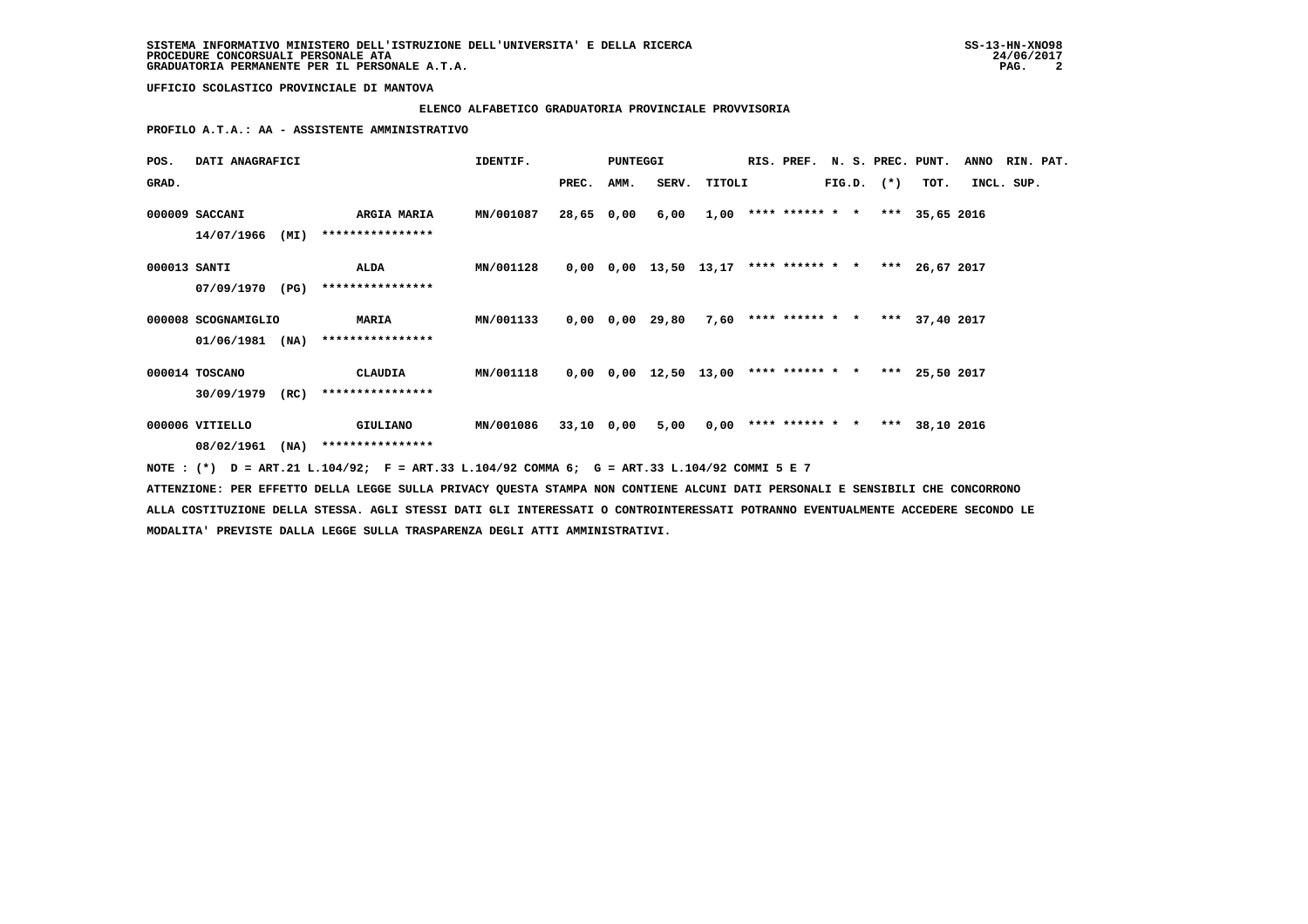**UFFICIO SCOLASTICO PROVINCIALE DI MANTOVA**

**ELENCO ALFABETICO GRADUATORIA PROVINCIALE PROVVISORIA**

**PROFILO A.T.A.: AA - ASSISTENTE AMMINISTRATIVO**

| POS. GRAD. | DATI ANAGRAFICI | | IDENTIF. | PUNTEGGI PREC. | AMM. | SERV. | TITOLI | RIS. | PREF. | N. S. FIG.D. | PREC. (*) | PUNT. TOT. | ANNO INCL. | RIN. PAT. SUP. |
|---|---|---|---|---|---|---|---|---|---|---|---|---|---|---|
| 000009 | SACCANI 14/07/1966 (MI) | ARGIA MARIA **************** | MN/001087 | 28,65 | 0,00 | 6,00 | 1,00 | **** | ****** | * * | *** | 35,65 | 2016 | |
| 000013 | SANTI 07/09/1970 (PG) | ALDA **************** | MN/001128 | 0,00 | 0,00 | 13,50 | 13,17 | **** | ****** | * * | *** | 26,67 | 2017 | |
| 000008 | SCOGNAMIGLIO 01/06/1981 (NA) | MARIA **************** | MN/001133 | 0,00 | 0,00 | 29,80 | 7,60 | **** | ****** | * * | *** | 37,40 | 2017 | |
| 000014 | TOSCANO 30/09/1979 (RC) | CLAUDIA **************** | MN/001118 | 0,00 | 0,00 | 12,50 | 13,00 | **** | ****** | * * | *** | 25,50 | 2017 | |
| 000006 | VITIELLO 08/02/1961 (NA) | GIULIANO **************** | MN/001086 | 33,10 | 0,00 | 5,00 | 0,00 | **** | ****** | * * | *** | 38,10 | 2016 | |

NOTE : (*) D = ART.21 L.104/92; F = ART.33 L.104/92 COMMA 6; G = ART.33 L.104/92 COMMI 5 E 7

ATTENZIONE: PER EFFETTO DELLA LEGGE SULLA PRIVACY QUESTA STAMPA NON CONTIENE ALCUNI DATI PERSONALI E SENSIBILI CHE CONCORRONO ALLA COSTITUZIONE DELLA STESSA. AGLI STESSI DATI GLI INTERESSATI O CONTROINTERESSATI POTRANNO EVENTUALMENTE ACCEDERE SECONDO LE MODALITA' PREVISTE DALLA LEGGE SULLA TRASPARENZA DEGLI ATTI AMMINISTRATIVI.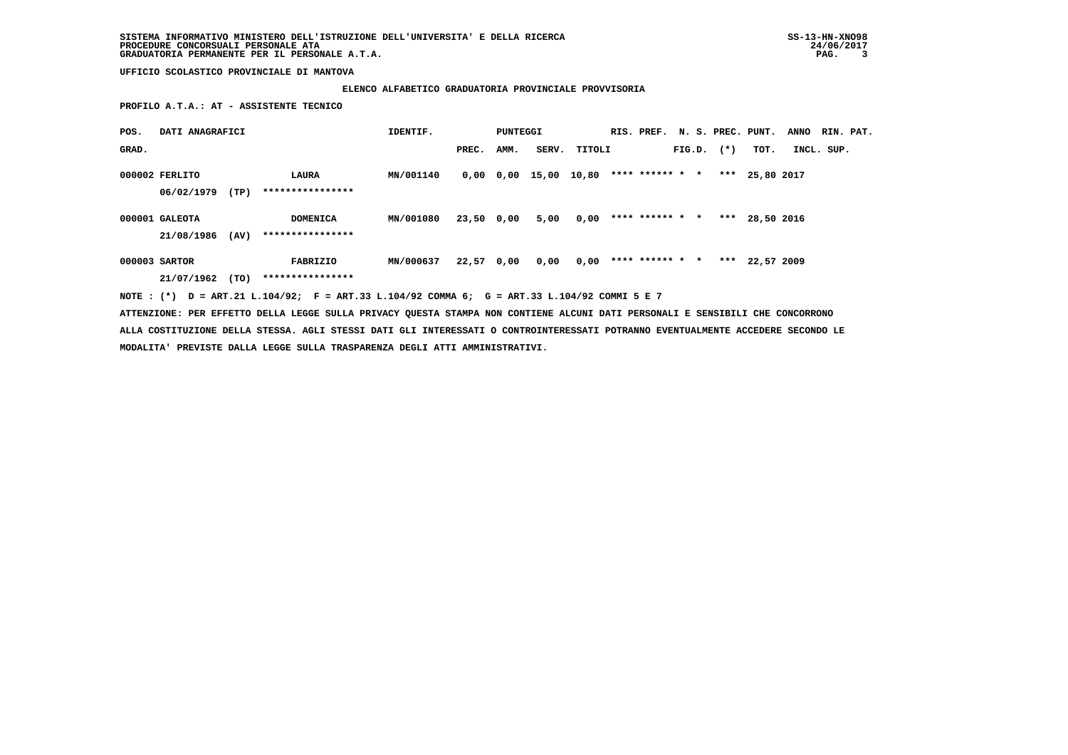SISTEMA INFORMATIVO MINISTERO DELL'ISTRUZIONE DELL'UNIVERSITA' E DELLA RICERCA
PROCEDURE CONCORSUALI PERSONALE ATA
GRADUATORIA PERMANENTE PER IL PERSONALE A.T.A.

SS-13-HN-XNO98
24/06/2017

**UFFICIO SCOLASTICO PROVINCIALE DI MANTOVA**

**ELENCO ALFABETICO GRADUATORIA PROVINCIALE PROVVISORIA**

**PROFILO A.T.A.: AT - ASSISTENTE TECNICO**

| POS. GRAD. | DATI ANAGRAFICI | | | IDENTIF. | PUNTEGGI PREC. | AMM. | SERV. | TITOLI | RIS. | PREF. | N. FIG.D. | S. | PREC. (*) | PUNT. TOT. | ANNO INCL. | RIN. PAT. SUP. |
|---|---|---|---|---|---|---|---|---|---|---|---|---|---|---|---|---|
| 000002 | FERLITO | | LAURA | MN/001140 | 0,00 | 0,00 | 15,00 | 10,80 | **** | ****** | * | * | *** | 25,80 | 2017 | |
| | 06/02/1979 | (TP) | **************** | | | | | | | | | | | | | |
| 000001 | GALEOTA | | DOMENICA | MN/001080 | 23,50 | 0,00 | 5,00 | 0,00 | **** | ****** | * | * | *** | 28,50 | 2016 | |
| | 21/08/1986 | (AV) | **************** | | | | | | | | | | | | | |
| 000003 | SARTOR | | FABRIZIO | MN/000637 | 22,57 | 0,00 | 0,00 | 0,00 | **** | ****** | * | * | *** | 22,57 | 2009 | |
| | 21/07/1962 | (TO) | **************** | | | | | | | | | | | | | |

NOTE : (*) D = ART.21 L.104/92; F = ART.33 L.104/92 COMMA 6; G = ART.33 L.104/92 COMMI 5 E 7

ATTENZIONE: PER EFFETTO DELLA LEGGE SULLA PRIVACY QUESTA STAMPA NON CONTIENE ALCUNI DATI PERSONALI E SENSIBILI CHE CONCORRONO ALLA COSTITUZIONE DELLA STESSA. AGLI STESSI DATI GLI INTERESSATI O CONTROINTERESSATI POTRANNO EVENTUALMENTE ACCEDERE SECONDO LE MODALITA' PREVISTE DALLA LEGGE SULLA TRASPARENZA DEGLI ATTI AMMINISTRATIVI.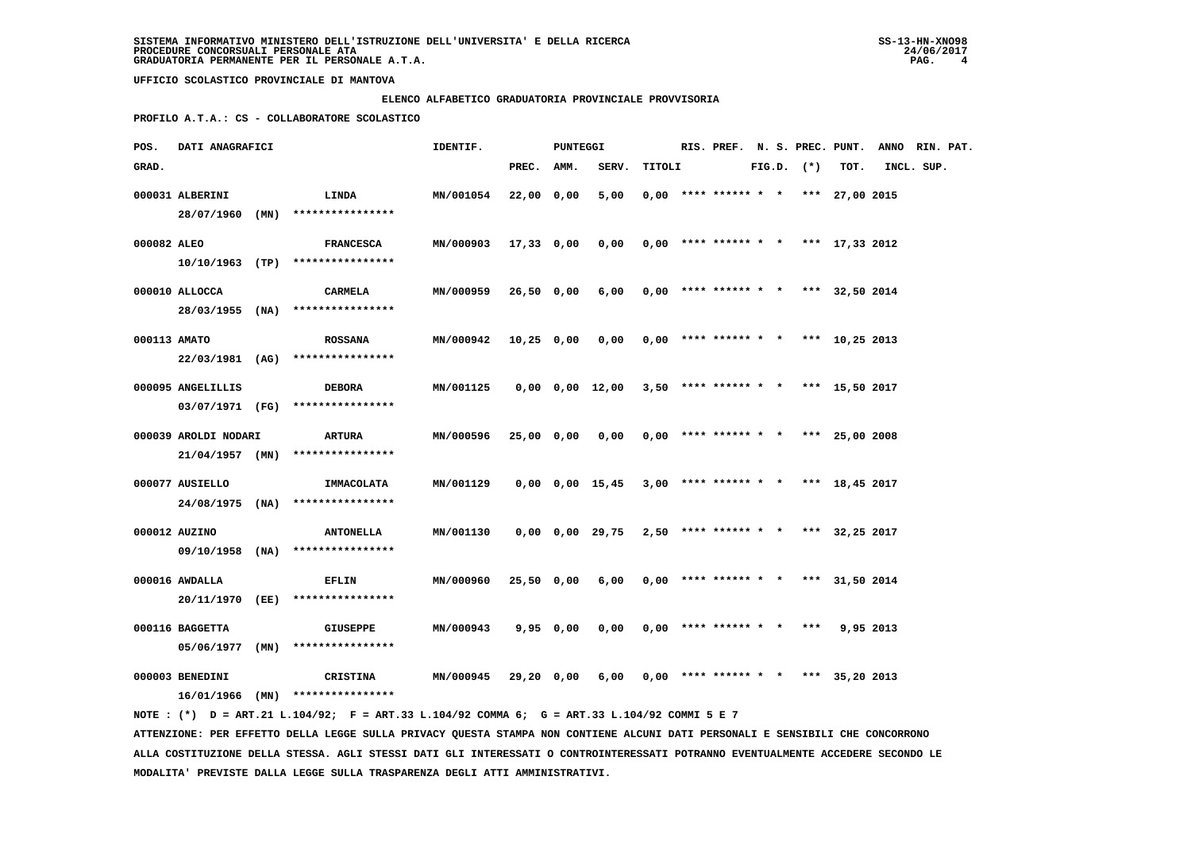SISTEMA INFORMATIVO MINISTERO DELL'ISTRUZIONE DELL'UNIVERSITA' E DELLA RICERCA
PROCEDURE CONCORSUALI PERSONALE ATA
GRADUATORIA PERMANENTE PER IL PERSONALE A.T.A.

UFFICIO SCOLASTICO PROVINCIALE DI MANTOVA

ELENCO ALFABETICO GRADUATORIA PROVINCIALE PROVVISORIA

PROFILO A.T.A.: CS - COLLABORATORE SCOLASTICO

| POS. GRAD. | DATI ANAGRAFICI | | IDENTIF. | PUNTEGGI PREC. | AMM. | SERV. | TITOLI | RIS. | PREF. | N. S. FIG.D. | PREC. (*) | PUNT. TOT. | ANNO INCL. | RIN. PAT. SUP. |
|---|---|---|---|---|---|---|---|---|---|---|---|---|---|---|
| 000031 | ALBERINI 28/07/1960 (MN) | LINDA **************** | MN/001054 | 22,00 | 0,00 | 5,00 | 0,00 | **** | ****** | * * | *** | 27,00 | 2015 | |
| 000082 | ALEO 10/10/1963 (TP) | FRANCESCA **************** | MN/000903 | 17,33 | 0,00 | 0,00 | 0,00 | **** | ****** | * * | *** | 17,33 | 2012 | |
| 000010 | ALLOCCA 28/03/1955 (NA) | CARMELA **************** | MN/000959 | 26,50 | 0,00 | 6,00 | 0,00 | **** | ****** | * * | *** | 32,50 | 2014 | |
| 000113 | AMATO 22/03/1981 (AG) | ROSSANA **************** | MN/000942 | 10,25 | 0,00 | 0,00 | 0,00 | **** | ****** | * * | *** | 10,25 | 2013 | |
| 000095 | ANGELILLIS 03/07/1971 (FG) | DEBORA **************** | MN/001125 | 0,00 | 0,00 | 12,00 | 3,50 | **** | ****** | * * | *** | 15,50 | 2017 | |
| 000039 | AROLDI NODARI 21/04/1957 (MN) | ARTURA **************** | MN/000596 | 25,00 | 0,00 | 0,00 | 0,00 | **** | ****** | * * | *** | 25,00 | 2008 | |
| 000077 | AUSIELLO 24/08/1975 (NA) | IMMACOLATA **************** | MN/001129 | 0,00 | 0,00 | 15,45 | 3,00 | **** | ****** | * * | *** | 18,45 | 2017 | |
| 000012 | AUZINO 09/10/1958 (NA) | ANTONELLA **************** | MN/001130 | 0,00 | 0,00 | 29,75 | 2,50 | **** | ****** | * * | *** | 32,25 | 2017 | |
| 000016 | AWDALLA 20/11/1970 (EE) | EFLIN **************** | MN/000960 | 25,50 | 0,00 | 6,00 | 0,00 | **** | ****** | * * | *** | 31,50 | 2014 | |
| 000116 | BAGGETTA 05/06/1977 (MN) | GIUSEPPE **************** | MN/000943 | 9,95 | 0,00 | 0,00 | 0,00 | **** | ****** | * * | *** | 9,95 | 2013 | |
| 000003 | BENEDINI 16/01/1966 (MN) | CRISTINA **************** | MN/000945 | 29,20 | 0,00 | 6,00 | 0,00 | **** | ****** | * * | *** | 35,20 | 2013 | |

NOTE : (*) D = ART.21 L.104/92; F = ART.33 L.104/92 COMMA 6; G = ART.33 L.104/92 COMMI 5 E 7

ATTENZIONE: PER EFFETTO DELLA LEGGE SULLA PRIVACY QUESTA STAMPA NON CONTIENE ALCUNI DATI PERSONALI E SENSIBILI CHE CONCORRONO ALLA COSTITUZIONE DELLA STESSA. AGLI STESSI DATI GLI INTERESSATI O CONTROINTERESSATI POTRANNO EVENTUALMENTE ACCEDERE SECONDO LE MODALITA' PREVISTE DALLA LEGGE SULLA TRASPARENZA DEGLI ATTI AMMINISTRATIVI.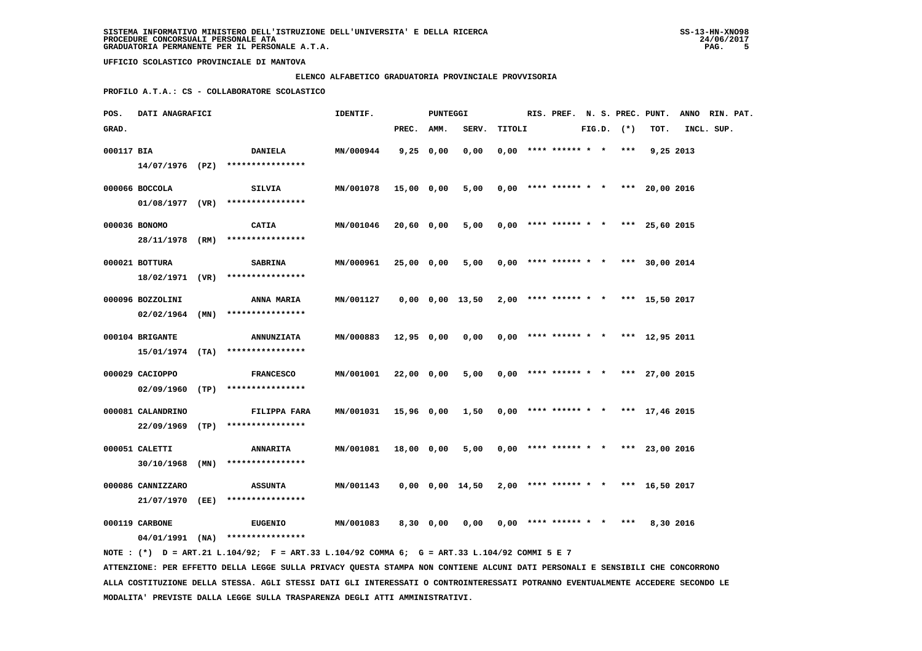SISTEMA INFORMATIVO MINISTERO DELL'ISTRUZIONE DELL'UNIVERSITA' E DELLA RICERCA
PROCEDURE CONCORSUALI PERSONALE ATA
GRADUATORIA PERMANENTE PER IL PERSONALE A.T.A.

UFFICIO SCOLASTICO PROVINCIALE DI MANTOVA

ELENCO ALFABETICO GRADUATORIA PROVINCIALE PROVVISORIA

PROFILO A.T.A.: CS - COLLABORATORE SCOLASTICO

| POS. GRAD. | DATI ANAGRAFICI | | IDENTIF. | PUNTEGGI PREC. | AMM. | SERV. | TITOLI | RIS. | PREF. | N. S. FIG.D. | PREC. (*) | PUNT. TOT. | ANNO INCL. | RIN. PAT. SUP. |
|---|---|---|---|---|---|---|---|---|---|---|---|---|---|---|
| 000117 | BIA 14/07/1976 (PZ) | DANIELA **************** | MN/000944 | 9,25 | 0,00 | 0,00 | 0,00 | **** | ****** | * * | *** | 9,25 | 2013 | |
| 000066 | BOCCOLA 01/08/1977 (VR) | SILVIA **************** | MN/001078 | 15,00 | 0,00 | 5,00 | 0,00 | **** | ****** | * * | *** | 20,00 | 2016 | |
| 000036 | BONOMO 28/11/1978 (RM) | CATIA **************** | MN/001046 | 20,60 | 0,00 | 5,00 | 0,00 | **** | ****** | * * | *** | 25,60 | 2015 | |
| 000021 | BOTTURA 18/02/1971 (VR) | SABRINA **************** | MN/000961 | 25,00 | 0,00 | 5,00 | 0,00 | **** | ****** | * * | *** | 30,00 | 2014 | |
| 000096 | BOZZOLINI 02/02/1964 (MN) | ANNA MARIA **************** | MN/001127 | 0,00 | 0,00 | 13,50 | 2,00 | **** | ****** | * * | *** | 15,50 | 2017 | |
| 000104 | BRIGANTE 15/01/1974 (TA) | ANNUNZIATA **************** | MN/000883 | 12,95 | 0,00 | 0,00 | 0,00 | **** | ****** | * * | *** | 12,95 | 2011 | |
| 000029 | CACIOPPO 02/09/1960 (TP) | FRANCESCO **************** | MN/001001 | 22,00 | 0,00 | 5,00 | 0,00 | **** | ****** | * * | *** | 27,00 | 2015 | |
| 000081 | CALANDRINO 22/09/1969 (TP) | FILIPPA FARA **************** | MN/001031 | 15,96 | 0,00 | 1,50 | 0,00 | **** | ****** | * * | *** | 17,46 | 2015 | |
| 000051 | CALETTI 30/10/1968 (MN) | ANNARITA **************** | MN/001081 | 18,00 | 0,00 | 5,00 | 0,00 | **** | ****** | * * | *** | 23,00 | 2016 | |
| 000086 | CANNIZZARO 21/07/1970 (EE) | ASSUNTA **************** | MN/001143 | 0,00 | 0,00 | 14,50 | 2,00 | **** | ****** | * * | *** | 16,50 | 2017 | |
| 000119 | CARBONE 04/01/1991 (NA) | EUGENIO **************** | MN/001083 | 8,30 | 0,00 | 0,00 | 0,00 | **** | ****** | * * | *** | 8,30 | 2016 | |

NOTE : (*) D = ART.21 L.104/92; F = ART.33 L.104/92 COMMA 6; G = ART.33 L.104/92 COMMI 5 E 7

ATTENZIONE: PER EFFETTO DELLA LEGGE SULLA PRIVACY QUESTA STAMPA NON CONTIENE ALCUNI DATI PERSONALI E SENSIBILI CHE CONCORRONO ALLA COSTITUZIONE DELLA STESSA. AGLI STESSI DATI GLI INTERESSATI O CONTROINTERESSATI POTRANNO EVENTUALMENTE ACCEDERE SECONDO LE MODALITA' PREVISTE DALLA LEGGE SULLA TRASPARENZA DEGLI ATTI AMMINISTRATIVI.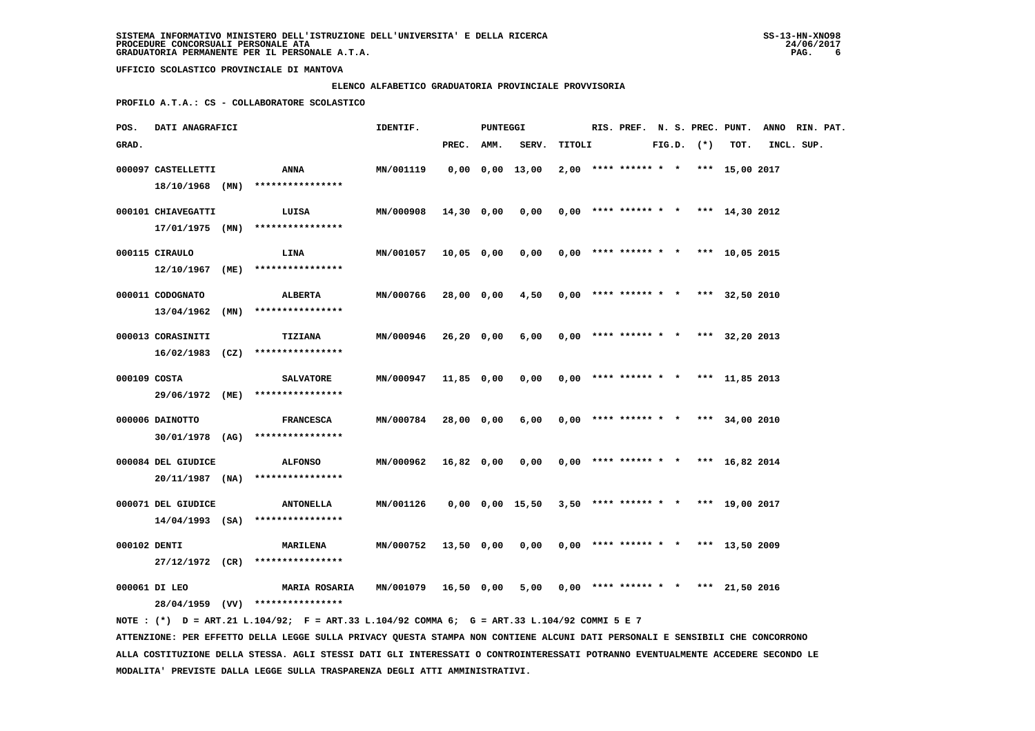SISTEMA INFORMATIVO MINISTERO DELL'ISTRUZIONE DELL'UNIVERSITA' E DELLA RICERCA
PROCEDURE CONCORSUALI PERSONALE ATA
GRADUATORIA PERMANENTE PER IL PERSONALE A.T.A.

UFFICIO SCOLASTICO PROVINCIALE DI MANTOVA

ELENCO ALFABETICO GRADUATORIA PROVINCIALE PROVVISORIA

PROFILO A.T.A.: CS - COLLABORATORE SCOLASTICO

| POS. GRAD. | DATI ANAGRAFICI | | IDENTIF. | PUNTEGGI PREC. | AMM. | SERV. | TITOLI | RIS. | PREF. | N. S. FIG.D. | PREC. (*) | PUNT. TOT. | ANNO INCL. | RIN. PAT. SUP. |
|---|---|---|---|---|---|---|---|---|---|---|---|---|---|---|
| 000097 | CASTELLETTI 18/10/1968 (MN) | ANNA **************** | MN/001119 | 0,00 | 0,00 | 13,00 | 2,00 | **** | ****** | * * | *** | 15,00 | 2017 | |
| 000101 | CHIAVEGATTI 17/01/1975 (MN) | LUISA **************** | MN/000908 | 14,30 | 0,00 | 0,00 | 0,00 | **** | ****** | * * | *** | 14,30 | 2012 | |
| 000115 | CIRAULO 12/10/1967 (ME) | LINA **************** | MN/001057 | 10,05 | 0,00 | 0,00 | 0,00 | **** | ****** | * * | *** | 10,05 | 2015 | |
| 000011 | CODOGNATO 13/04/1962 (MN) | ALBERTA **************** | MN/000766 | 28,00 | 0,00 | 4,50 | 0,00 | **** | ****** | * * | *** | 32,50 | 2010 | |
| 000013 | CORASINITI 16/02/1983 (CZ) | TIZIANA **************** | MN/000946 | 26,20 | 0,00 | 6,00 | 0,00 | **** | ****** | * * | *** | 32,20 | 2013 | |
| 000109 | COSTA 29/06/1972 (ME) | SALVATORE **************** | MN/000947 | 11,85 | 0,00 | 0,00 | 0,00 | **** | ****** | * * | *** | 11,85 | 2013 | |
| 000006 | DAINOTTO 30/01/1978 (AG) | FRANCESCA **************** | MN/000784 | 28,00 | 0,00 | 6,00 | 0,00 | **** | ****** | * * | *** | 34,00 | 2010 | |
| 000084 | DEL GIUDICE 20/11/1987 (NA) | ALFONSO **************** | MN/000962 | 16,82 | 0,00 | 0,00 | 0,00 | **** | ****** | * * | *** | 16,82 | 2014 | |
| 000071 | DEL GIUDICE 14/04/1993 (SA) | ANTONELLA **************** | MN/001126 | 0,00 | 0,00 | 15,50 | 3,50 | **** | ****** | * * | *** | 19,00 | 2017 | |
| 000102 | DENTI 27/12/1972 (CR) | MARILENA **************** | MN/000752 | 13,50 | 0,00 | 0,00 | 0,00 | **** | ****** | * * | *** | 13,50 | 2009 | |
| 000061 | DI LEO 28/04/1959 (VV) | MARIA ROSARIA **************** | MN/001079 | 16,50 | 0,00 | 5,00 | 0,00 | **** | ****** | * * | *** | 21,50 | 2016 | |

NOTE : (*) D = ART.21 L.104/92; F = ART.33 L.104/92 COMMA 6; G = ART.33 L.104/92 COMMI 5 E 7

ATTENZIONE: PER EFFETTO DELLA LEGGE SULLA PRIVACY QUESTA STAMPA NON CONTIENE ALCUNI DATI PERSONALI E SENSIBILI CHE CONCORRONO ALLA COSTITUZIONE DELLA STESSA. AGLI STESSI DATI GLI INTERESSATI O CONTROINTERESSATI POTRANNO EVENTUALMENTE ACCEDERE SECONDO LE MODALITA' PREVISTE DALLA LEGGE SULLA TRASPARENZA DEGLI ATTI AMMINISTRATIVI.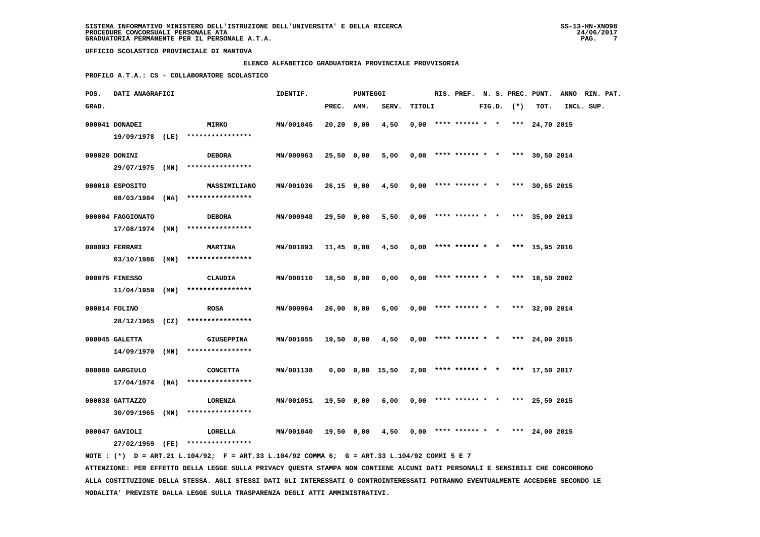SISTEMA INFORMATIVO MINISTERO DELL'ISTRUZIONE DELL'UNIVERSITA' E DELLA RICERCA
PROCEDURE CONCORSUALI PERSONALE ATA
GRADUATORIA PERMANENTE PER IL PERSONALE A.T.A.

UFFICIO SCOLASTICO PROVINCIALE DI MANTOVA

ELENCO ALFABETICO GRADUATORIA PROVINCIALE PROVVISORIA

PROFILO A.T.A.: CS - COLLABORATORE SCOLASTICO

| POS. GRAD. | DATI ANAGRAFICI | | IDENTIF. | PUNTEGGI PREC. | AMM. | SERV. | TITOLI | RIS. | PREF. | N. S. FIG.D. | PREC. (*) | PUNT. TOT. | ANNO INCL. | RIN. PAT. SUP. |
|---|---|---|---|---|---|---|---|---|---|---|---|---|---|---|
| 000041 | DONADEI 19/09/1978 (LE) | MIRKO **************** | MN/001045 | 20,20 | 0,00 | 4,50 | 0,00 | **** | ****** | * * | *** | 24,70 | 2015 | |
| 000020 | DONINI 29/07/1975 (MN) | DEBORA **************** | MN/000963 | 25,50 | 0,00 | 5,00 | 0,00 | **** | ****** | * * | *** | 30,50 | 2014 | |
| 000018 | ESPOSITO 08/03/1984 (NA) | MASSIMILIANO **************** | MN/001036 | 26,15 | 0,00 | 4,50 | 0,00 | **** | ****** | * * | *** | 30,65 | 2015 | |
| 000004 | FAGGIONATO 17/08/1974 (MN) | DEBORA **************** | MN/000948 | 29,50 | 0,00 | 5,50 | 0,00 | **** | ****** | * * | *** | 35,00 | 2013 | |
| 000093 | FERRARI 03/10/1986 (MN) | MARTINA **************** | MN/001093 | 11,45 | 0,00 | 4,50 | 0,00 | **** | ****** | * * | *** | 15,95 | 2016 | |
| 000075 | FINESSO 11/04/1959 (MN) | CLAUDIA **************** | MN/000110 | 18,50 | 0,00 | 0,00 | 0,00 | **** | ****** | * * | *** | 18,50 | 2002 | |
| 000014 | FOLINO 28/12/1965 (CZ) | ROSA **************** | MN/000964 | 26,00 | 0,00 | 6,00 | 0,00 | **** | ****** | * * | *** | 32,00 | 2014 | |
| 000045 | GALETTA 14/09/1970 (MN) | GIUSEPPINA **************** | MN/001055 | 19,50 | 0,00 | 4,50 | 0,00 | **** | ****** | * * | *** | 24,00 | 2015 | |
| 000080 | GARGIULO 17/04/1974 (NA) | CONCETTA **************** | MN/001138 | 0,00 | 0,00 | 15,50 | 2,00 | **** | ****** | * * | *** | 17,50 | 2017 | |
| 000038 | GATTAZZO 30/09/1965 (MN) | LORENZA **************** | MN/001051 | 19,50 | 0,00 | 6,00 | 0,00 | **** | ****** | * * | *** | 25,50 | 2015 | |
| 000047 | GAVIOLI 27/02/1959 (FE) | LORELLA **************** | MN/001040 | 19,50 | 0,00 | 4,50 | 0,00 | **** | ****** | * * | *** | 24,00 | 2015 | |

NOTE : (*) D = ART.21 L.104/92; F = ART.33 L.104/92 COMMA 6; G = ART.33 L.104/92 COMMI 5 E 7

ATTENZIONE: PER EFFETTO DELLA LEGGE SULLA PRIVACY QUESTA STAMPA NON CONTIENE ALCUNI DATI PERSONALI E SENSIBILI CHE CONCORRONO ALLA COSTITUZIONE DELLA STESSA. AGLI STESSI DATI GLI INTERESSATI O CONTROINTERESSATI POTRANNO EVENTUALMENTE ACCEDERE SECONDO LE MODALITA' PREVISTE DALLA LEGGE SULLA TRASPARENZA DEGLI ATTI AMMINISTRATIVI.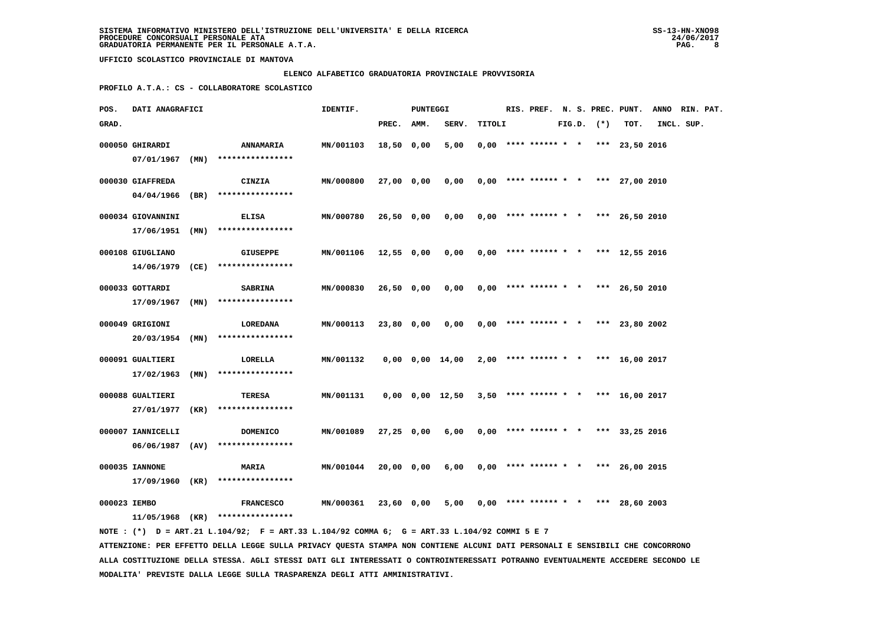SISTEMA INFORMATIVO MINISTERO DELL'ISTRUZIONE DELL'UNIVERSITA' E DELLA RICERCA
PROCEDURE CONCORSUALI PERSONALE ATA
GRADUATORIA PERMANENTE PER IL PERSONALE A.T.A.

UFFICIO SCOLASTICO PROVINCIALE DI MANTOVA

ELENCO ALFABETICO GRADUATORIA PROVINCIALE PROVVISORIA

PROFILO A.T.A.: CS - COLLABORATORE SCOLASTICO

| POS. GRAD. | DATI ANAGRAFICI | | IDENTIF. | PUNTEGGI PREC. | AMM. | SERV. | TITOLI | RIS. | PREF. | N. S. FIG.D. | PREC. (*) | PUNT. TOT. | ANNO INCL. | RIN. PAT. SUP. |
|---|---|---|---|---|---|---|---|---|---|---|---|---|---|---|
| 000050 | GHIRARDI 07/01/1967 (MN) | ANNAMARIA **************** | MN/001103 | 18,50 | 0,00 | 5,00 | 0,00 | **** | ****** | * * | *** | 23,50 | 2016 | |
| 000030 | GIAFFREDA 04/04/1966 (BR) | CINZIA **************** | MN/000800 | 27,00 | 0,00 | 0,00 | 0,00 | **** | ****** | * * | *** | 27,00 | 2010 | |
| 000034 | GIOVANNINI 17/06/1951 (MN) | ELISA **************** | MN/000780 | 26,50 | 0,00 | 0,00 | 0,00 | **** | ****** | * * | *** | 26,50 | 2010 | |
| 000108 | GIUGLIANO 14/06/1979 (CE) | GIUSEPPE **************** | MN/001106 | 12,55 | 0,00 | 0,00 | 0,00 | **** | ****** | * * | *** | 12,55 | 2016 | |
| 000033 | GOTTARDI 17/09/1967 (MN) | SABRINA **************** | MN/000830 | 26,50 | 0,00 | 0,00 | 0,00 | **** | ****** | * * | *** | 26,50 | 2010 | |
| 000049 | GRIGIONI 20/03/1954 (MN) | LOREDANA **************** | MN/000113 | 23,80 | 0,00 | 0,00 | 0,00 | **** | ****** | * * | *** | 23,80 | 2002 | |
| 000091 | GUALTIERI 17/02/1963 (MN) | LORELLA **************** | MN/001132 | 0,00 | 0,00 | 14,00 | 2,00 | **** | ****** | * * | *** | 16,00 | 2017 | |
| 000088 | GUALTIERI 27/01/1977 (KR) | TERESA **************** | MN/001131 | 0,00 | 0,00 | 12,50 | 3,50 | **** | ****** | * * | *** | 16,00 | 2017 | |
| 000007 | IANNICELLI 06/06/1987 (AV) | DOMENICO **************** | MN/001089 | 27,25 | 0,00 | 6,00 | 0,00 | **** | ****** | * * | *** | 33,25 | 2016 | |
| 000035 | IANNONE 17/09/1960 (KR) | MARIA **************** | MN/001044 | 20,00 | 0,00 | 6,00 | 0,00 | **** | ****** | * * | *** | 26,00 | 2015 | |
| 000023 | IEMBO 11/05/1968 (KR) | FRANCESCO **************** | MN/000361 | 23,60 | 0,00 | 5,00 | 0,00 | **** | ****** | * * | *** | 28,60 | 2003 | |

NOTE : (*) D = ART.21 L.104/92; F = ART.33 L.104/92 COMMA 6; G = ART.33 L.104/92 COMMI 5 E 7

ATTENZIONE: PER EFFETTO DELLA LEGGE SULLA PRIVACY QUESTA STAMPA NON CONTIENE ALCUNI DATI PERSONALI E SENSIBILI CHE CONCORRONO ALLA COSTITUZIONE DELLA STESSA. AGLI STESSI DATI GLI INTERESSATI O CONTROINTERESSATI POTRANNO EVENTUALMENTE ACCEDERE SECONDO LE MODALITA' PREVISTE DALLA LEGGE SULLA TRASPARENZA DEGLI ATTI AMMINISTRATIVI.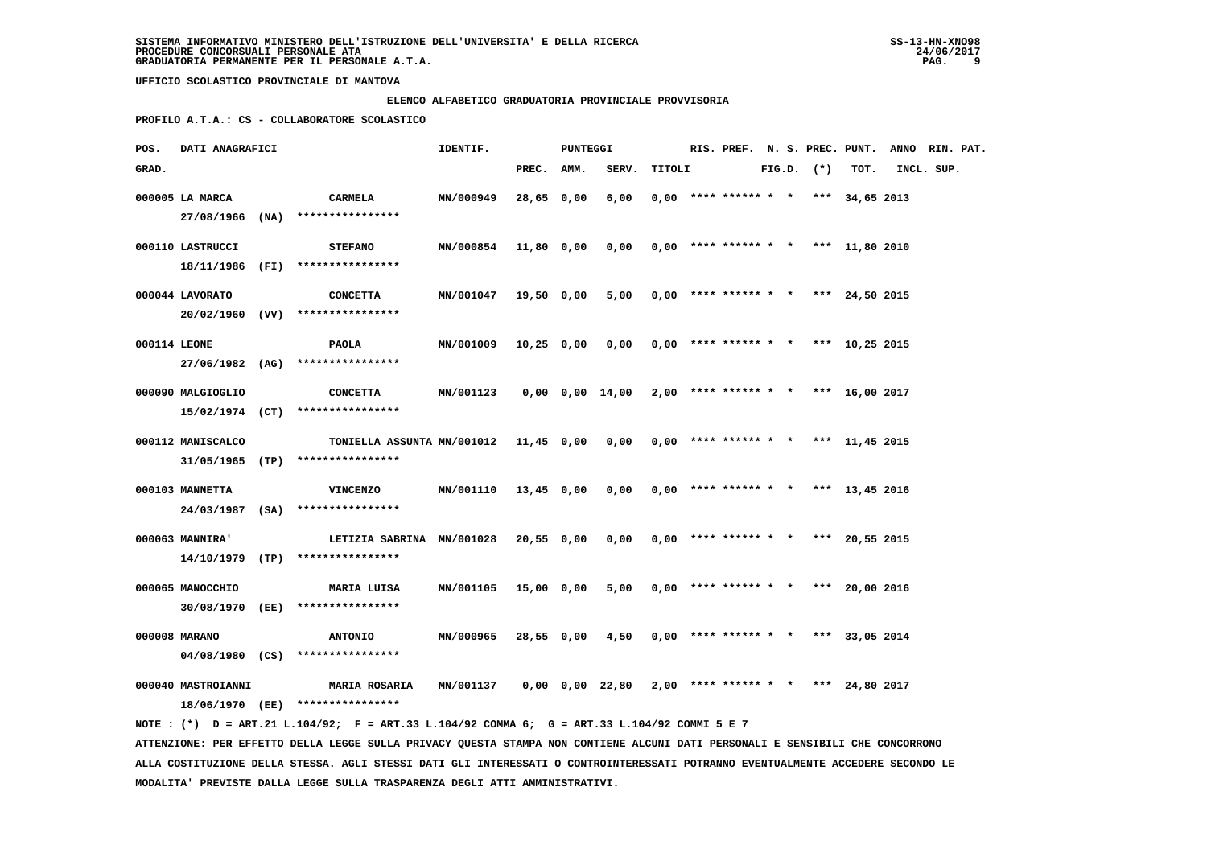**SISTEMA INFORMATIVO MINISTERO DELL'ISTRUZIONE DELL'UNIVERSITA' E DELLA RICERCA**
**PROCEDURE CONCORSUALI PERSONALE ATA**
**GRADUATORIA PERMANENTE PER IL PERSONALE A.T.A.**

**UFFICIO SCOLASTICO PROVINCIALE DI MANTOVA**

**ELENCO ALFABETICO GRADUATORIA PROVINCIALE PROVVISORIA**

**PROFILO A.T.A.: CS - COLLABORATORE SCOLASTICO**

| POS. GRAD. | DATI ANAGRAFICI | | IDENTIF. | PUNTEGGI PREC. | AMM. | SERV. | TITOLI | RIS. | PREF. | N. S. FIG.D. | PREC. (*) | PUNT. TOT. | ANNO INCL. | RIN. PAT. SUP. |
|---|---|---|---|---|---|---|---|---|---|---|---|---|---|---|
| 000005 | LA MARCA 27/08/1966 (NA) | CARMELA **************** | MN/000949 | 28,65 | 0,00 | 6,00 | 0,00 | **** | ****** | * * | *** | 34,65 | 2013 | |
| 000110 | LASTRUCCI 18/11/1986 (FI) | STEFANO **************** | MN/000854 | 11,80 | 0,00 | 0,00 | 0,00 | **** | ****** | * * | *** | 11,80 | 2010 | |
| 000044 | LAVORATO 20/02/1960 (VV) | CONCETTA **************** | MN/001047 | 19,50 | 0,00 | 5,00 | 0,00 | **** | ****** | * * | *** | 24,50 | 2015 | |
| 000114 | LEONE 27/06/1982 (AG) | PAOLA **************** | MN/001009 | 10,25 | 0,00 | 0,00 | 0,00 | **** | ****** | * * | *** | 10,25 | 2015 | |
| 000090 | MALGIOGLIO 15/02/1974 (CT) | CONCETTA **************** | MN/001123 | 0,00 | 0,00 | 14,00 | 2,00 | **** | ****** | * * | *** | 16,00 | 2017 | |
| 000112 | MANISCALCO 31/05/1965 (TP) | TONIELLA ASSUNTA **************** | MN/001012 | 11,45 | 0,00 | 0,00 | 0,00 | **** | ****** | * * | *** | 11,45 | 2015 | |
| 000103 | MANNETTA 24/03/1987 (SA) | VINCENZO **************** | MN/001110 | 13,45 | 0,00 | 0,00 | 0,00 | **** | ****** | * * | *** | 13,45 | 2016 | |
| 000063 | MANNIRA' 14/10/1979 (TP) | LETIZIA SABRINA **************** | MN/001028 | 20,55 | 0,00 | 0,00 | 0,00 | **** | ****** | * * | *** | 20,55 | 2015 | |
| 000065 | MANOCCHIO 30/08/1970 (EE) | MARIA LUISA **************** | MN/001105 | 15,00 | 0,00 | 5,00 | 0,00 | **** | ****** | * * | *** | 20,00 | 2016 | |
| 000008 | MARANO 04/08/1980 (CS) | ANTONIO **************** | MN/000965 | 28,55 | 0,00 | 4,50 | 0,00 | **** | ****** | * * | *** | 33,05 | 2014 | |
| 000040 | MASTROIANNI 18/06/1970 (EE) | MARIA ROSARIA **************** | MN/001137 | 0,00 | 0,00 | 22,80 | 2,00 | **** | ****** | * * | *** | 24,80 | 2017 | |

NOTE : (*) D = ART.21 L.104/92; F = ART.33 L.104/92 COMMA 6; G = ART.33 L.104/92 COMMI 5 E 7

ATTENZIONE: PER EFFETTO DELLA LEGGE SULLA PRIVACY QUESTA STAMPA NON CONTIENE ALCUNI DATI PERSONALI E SENSIBILI CHE CONCORRONO ALLA COSTITUZIONE DELLA STESSA. AGLI STESSI DATI GLI INTERESSATI O CONTROINTERESSATI POTRANNO EVENTUALMENTE ACCEDERE SECONDO LE MODALITA' PREVISTE DALLA LEGGE SULLA TRASPARENZA DEGLI ATTI AMMINISTRATIVI.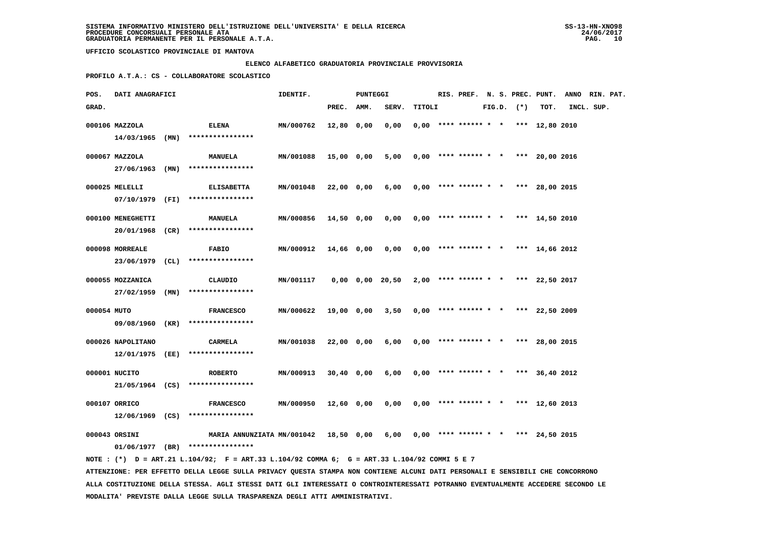SISTEMA INFORMATIVO MINISTERO DELL'ISTRUZIONE DELL'UNIVERSITA' E DELLA RICERCA
PROCEDURE CONCORSUALI PERSONALE ATA
GRADUATORIA PERMANENTE PER IL PERSONALE A.T.A.

UFFICIO SCOLASTICO PROVINCIALE DI MANTOVA

ELENCO ALFABETICO GRADUATORIA PROVINCIALE PROVVISORIA

PROFILO A.T.A.: CS - COLLABORATORE SCOLASTICO

| POS. GRAD. | DATI ANAGRAFICI | | IDENTIF. | PUNTEGGI PREC. | AMM. | SERV. | TITOLI | RIS. | PREF. | N. S. FIG.D. | PREC. (*) | PUNT. TOT. | ANNO INCL. | RIN. PAT. SUP. |
|---|---|---|---|---|---|---|---|---|---|---|---|---|---|---|
| 000106 | MAZZOLA 14/03/1965 (MN) | ELENA **************** | MN/000762 | 12,80 | 0,00 | 0,00 | 0,00 | **** | ****** | * * | *** | 12,80 | 2010 | |
| 000067 | MAZZOLA 27/06/1963 (MN) | MANUELA **************** | MN/001088 | 15,00 | 0,00 | 5,00 | 0,00 | **** | ****** | * * | *** | 20,00 | 2016 | |
| 000025 | MELELLI 07/10/1979 (FI) | ELISABETTA **************** | MN/001048 | 22,00 | 0,00 | 6,00 | 0,00 | **** | ****** | * * | *** | 28,00 | 2015 | |
| 000100 | MENEGHETTI 20/01/1968 (CR) | MANUELA **************** | MN/000856 | 14,50 | 0,00 | 0,00 | 0,00 | **** | ****** | * * | *** | 14,50 | 2010 | |
| 000098 | MORREALE 23/06/1979 (CL) | FABIO **************** | MN/000912 | 14,66 | 0,00 | 0,00 | 0,00 | **** | ****** | * * | *** | 14,66 | 2012 | |
| 000055 | MOZZANICA 27/02/1959 (MN) | CLAUDIO **************** | MN/001117 | 0,00 | 0,00 | 20,50 | 2,00 | **** | ****** | * * | *** | 22,50 | 2017 | |
| 000054 | MUTO 09/08/1960 (KR) | FRANCESCO **************** | MN/000622 | 19,00 | 0,00 | 3,50 | 0,00 | **** | ****** | * * | *** | 22,50 | 2009 | |
| 000026 | NAPOLITANO 12/01/1975 (EE) | CARMELA **************** | MN/001038 | 22,00 | 0,00 | 6,00 | 0,00 | **** | ****** | * * | *** | 28,00 | 2015 | |
| 000001 | NUCITO 21/05/1964 (CS) | ROBERTO **************** | MN/000913 | 30,40 | 0,00 | 6,00 | 0,00 | **** | ****** | * * | *** | 36,40 | 2012 | |
| 000107 | ORRICO 12/06/1969 (CS) | FRANCESCO **************** | MN/000950 | 12,60 | 0,00 | 0,00 | 0,00 | **** | ****** | * * | *** | 12,60 | 2013 | |
| 000043 | ORSINI 01/06/1977 (BR) | MARIA ANNUNZIATA **************** | MN/001042 | 18,50 | 0,00 | 6,00 | 0,00 | **** | ****** | * * | *** | 24,50 | 2015 | |

NOTE : (*) D = ART.21 L.104/92; F = ART.33 L.104/92 COMMA 6; G = ART.33 L.104/92 COMMI 5 E 7

ATTENZIONE: PER EFFETTO DELLA LEGGE SULLA PRIVACY QUESTA STAMPA NON CONTIENE ALCUNI DATI PERSONALI E SENSIBILI CHE CONCORRONO ALLA COSTITUZIONE DELLA STESSA. AGLI STESSI DATI GLI INTERESSATI O CONTROINTERESSATI POTRANNO EVENTUALMENTE ACCEDERE SECONDO LE MODALITA' PREVISTE DALLA LEGGE SULLA TRASPARENZA DEGLI ATTI AMMINISTRATIVI.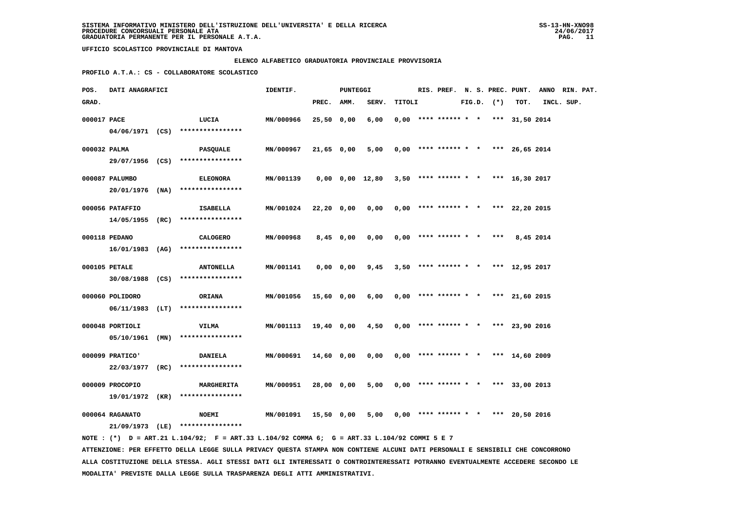SISTEMA INFORMATIVO MINISTERO DELL'ISTRUZIONE DELL'UNIVERSITA' E DELLA RICERCA
PROCEDURE CONCORSUALI PERSONALE ATA
GRADUATORIA PERMANENTE PER IL PERSONALE A.T.A.

UFFICIO SCOLASTICO PROVINCIALE DI MANTOVA

ELENCO ALFABETICO GRADUATORIA PROVINCIALE PROVVISORIA

PROFILO A.T.A.: CS - COLLABORATORE SCOLASTICO

| POS. GRAD. | DATI ANAGRAFICI | | IDENTIF. | PUNTEGGI PREC. | AMM. | SERV. | TITOLI | RIS. | PREF. | N. S. FIG.D. | PREC. (*) | PUNT. TOT. | ANNO INCL. | RIN. SUP. | PAT. |
|---|---|---|---|---|---|---|---|---|---|---|---|---|---|---|---|
| 000017 | PACE 04/06/1971 (CS) | LUCIA **************** | MN/000966 | 25,50 | 0,00 | 6,00 | 0,00 | **** | ****** | * * | *** | 31,50 | 2014 | | |
| 000032 | PALMA 29/07/1956 (CS) | PASQUALE **************** | MN/000967 | 21,65 | 0,00 | 5,00 | 0,00 | **** | ****** | * * | *** | 26,65 | 2014 | | |
| 000087 | PALUMBO 20/01/1976 (NA) | ELEONORA **************** | MN/001139 | 0,00 | 0,00 | 12,80 | 3,50 | **** | ****** | * * | *** | 16,30 | 2017 | | |
| 000056 | PATAFFIO 14/05/1955 (RC) | ISABELLA **************** | MN/001024 | 22,20 | 0,00 | 0,00 | 0,00 | **** | ****** | * * | *** | 22,20 | 2015 | | |
| 000118 | PEDANO 16/01/1983 (AG) | CALOGERO **************** | MN/000968 | 8,45 | 0,00 | 0,00 | 0,00 | **** | ****** | * * | *** | 8,45 | 2014 | | |
| 000105 | PETALE 30/08/1988 (CS) | ANTONELLA **************** | MN/001141 | 0,00 | 0,00 | 9,45 | 3,50 | **** | ****** | * * | *** | 12,95 | 2017 | | |
| 000060 | POLIDORO 06/11/1983 (LT) | ORIANA **************** | MN/001056 | 15,60 | 0,00 | 6,00 | 0,00 | **** | ****** | * * | *** | 21,60 | 2015 | | |
| 000048 | PORTIOLI 05/10/1961 (MN) | VILMA **************** | MN/001113 | 19,40 | 0,00 | 4,50 | 0,00 | **** | ****** | * * | *** | 23,90 | 2016 | | |
| 000099 | PRATICO' 22/03/1977 (RC) | DANIELA **************** | MN/000691 | 14,60 | 0,00 | 0,00 | 0,00 | **** | ****** | * * | *** | 14,60 | 2009 | | |
| 000009 | PROCOPIO 19/01/1972 (KR) | MARGHERITA **************** | MN/000951 | 28,00 | 0,00 | 5,00 | 0,00 | **** | ****** | * * | *** | 33,00 | 2013 | | |
| 000064 | RAGANATO 21/09/1973 (LE) | NOEMI **************** | MN/001091 | 15,50 | 0,00 | 5,00 | 0,00 | **** | ****** | * * | *** | 20,50 | 2016 | | |

NOTE : (*) D = ART.21 L.104/92; F = ART.33 L.104/92 COMMA 6; G = ART.33 L.104/92 COMMI 5 E 7

ATTENZIONE: PER EFFETTO DELLA LEGGE SULLA PRIVACY QUESTA STAMPA NON CONTIENE ALCUNI DATI PERSONALI E SENSIBILI CHE CONCORRONO ALLA COSTITUZIONE DELLA STESSA. AGLI STESSI DATI GLI INTERESSATI O CONTROINTERESSATI POTRANNO EVENTUALMENTE ACCEDERE SECONDO LE MODALITA' PREVISTE DALLA LEGGE SULLA TRASPARENZA DEGLI ATTI AMMINISTRATIVI.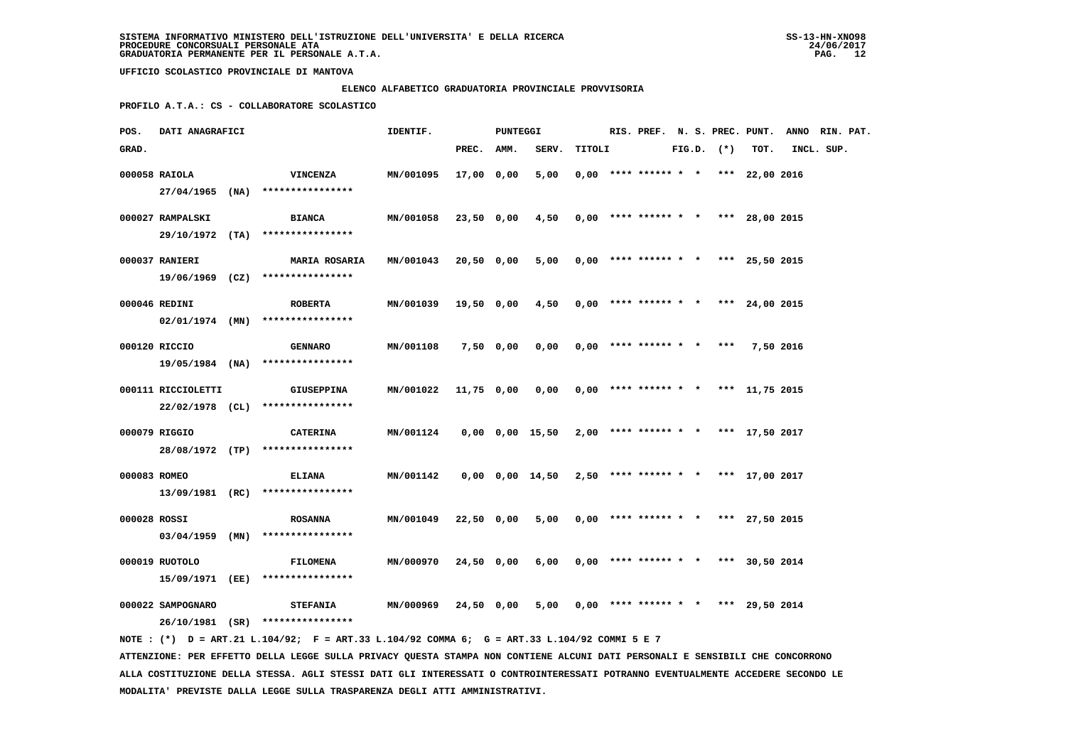SISTEMA INFORMATIVO MINISTERO DELL'ISTRUZIONE DELL'UNIVERSITA' E DELLA RICERCA
PROCEDURE CONCORSUALI PERSONALE ATA
GRADUATORIA PERMANENTE PER IL PERSONALE A.T.A.

SS-13-HN-XNO98
24/06/2017

UFFICIO SCOLASTICO PROVINCIALE DI MANTOVA

ELENCO ALFABETICO GRADUATORIA PROVINCIALE PROVVISORIA

PROFILO A.T.A.: CS - COLLABORATORE SCOLASTICO

| POS. GRAD. | DATI ANAGRAFICI | | IDENTIF. | PUNTEGGI PREC. | AMM. | SERV. | TITOLI | RIS. | PREF. | N. S. FIG.D. | PREC. (*) | PUNT. TOT. | ANNO INCL. | RIN. PAT. SUP. |
|---|---|---|---|---|---|---|---|---|---|---|---|---|---|---|
| 000058 | RAIOLA 27/04/1965 (NA) | VINCENZA **************** | MN/001095 | 17,00 | 0,00 | 5,00 | 0,00 | **** | ****** | * * | *** | 22,00 | 2016 | |
| 000027 | RAMPALSKI 29/10/1972 (TA) | BIANCA **************** | MN/001058 | 23,50 | 0,00 | 4,50 | 0,00 | **** | ****** | * * | *** | 28,00 | 2015 | |
| 000037 | RANIERI 19/06/1969 (CZ) | MARIA ROSARIA **************** | MN/001043 | 20,50 | 0,00 | 5,00 | 0,00 | **** | ****** | * * | *** | 25,50 | 2015 | |
| 000046 | REDINI 02/01/1974 (MN) | ROBERTA **************** | MN/001039 | 19,50 | 0,00 | 4,50 | 0,00 | **** | ****** | * * | *** | 24,00 | 2015 | |
| 000120 | RICCIO 19/05/1984 (NA) | GENNARO **************** | MN/001108 | 7,50 | 0,00 | 0,00 | 0,00 | **** | ****** | * * | *** | 7,50 | 2016 | |
| 000111 | RICCIOLETTI 22/02/1978 (CL) | GIUSEPPINA **************** | MN/001022 | 11,75 | 0,00 | 0,00 | 0,00 | **** | ****** | * * | *** | 11,75 | 2015 | |
| 000079 | RIGGIO 28/08/1972 (TP) | CATERINA **************** | MN/001124 | 0,00 | 0,00 | 15,50 | 2,00 | **** | ****** | * * | *** | 17,50 | 2017 | |
| 000083 | ROMEO 13/09/1981 (RC) | ELIANA **************** | MN/001142 | 0,00 | 0,00 | 14,50 | 2,50 | **** | ****** | * * | *** | 17,00 | 2017 | |
| 000028 | ROSSI 03/04/1959 (MN) | ROSANNA **************** | MN/001049 | 22,50 | 0,00 | 5,00 | 0,00 | **** | ****** | * * | *** | 27,50 | 2015 | |
| 000019 | RUOTOLO 15/09/1971 (EE) | FILOMENA **************** | MN/000970 | 24,50 | 0,00 | 6,00 | 0,00 | **** | ****** | * * | *** | 30,50 | 2014 | |
| 000022 | SAMPOGNARO 26/10/1981 (SR) | STEFANIA **************** | MN/000969 | 24,50 | 0,00 | 5,00 | 0,00 | **** | ****** | * * | *** | 29,50 | 2014 | |

NOTE : (*) D = ART.21 L.104/92; F = ART.33 L.104/92 COMMA 6; G = ART.33 L.104/92 COMMI 5 E 7

ATTENZIONE: PER EFFETTO DELLA LEGGE SULLA PRIVACY QUESTA STAMPA NON CONTIENE ALCUNI DATI PERSONALI E SENSIBILI CHE CONCORRONO ALLA COSTITUZIONE DELLA STESSA. AGLI STESSI DATI GLI INTERESSATI O CONTROINTERESSATI POTRANNO EVENTUALMENTE ACCEDERE SECONDO LE MODALITA' PREVISTE DALLA LEGGE SULLA TRASPARENZA DEGLI ATTI AMMINISTRATIVI.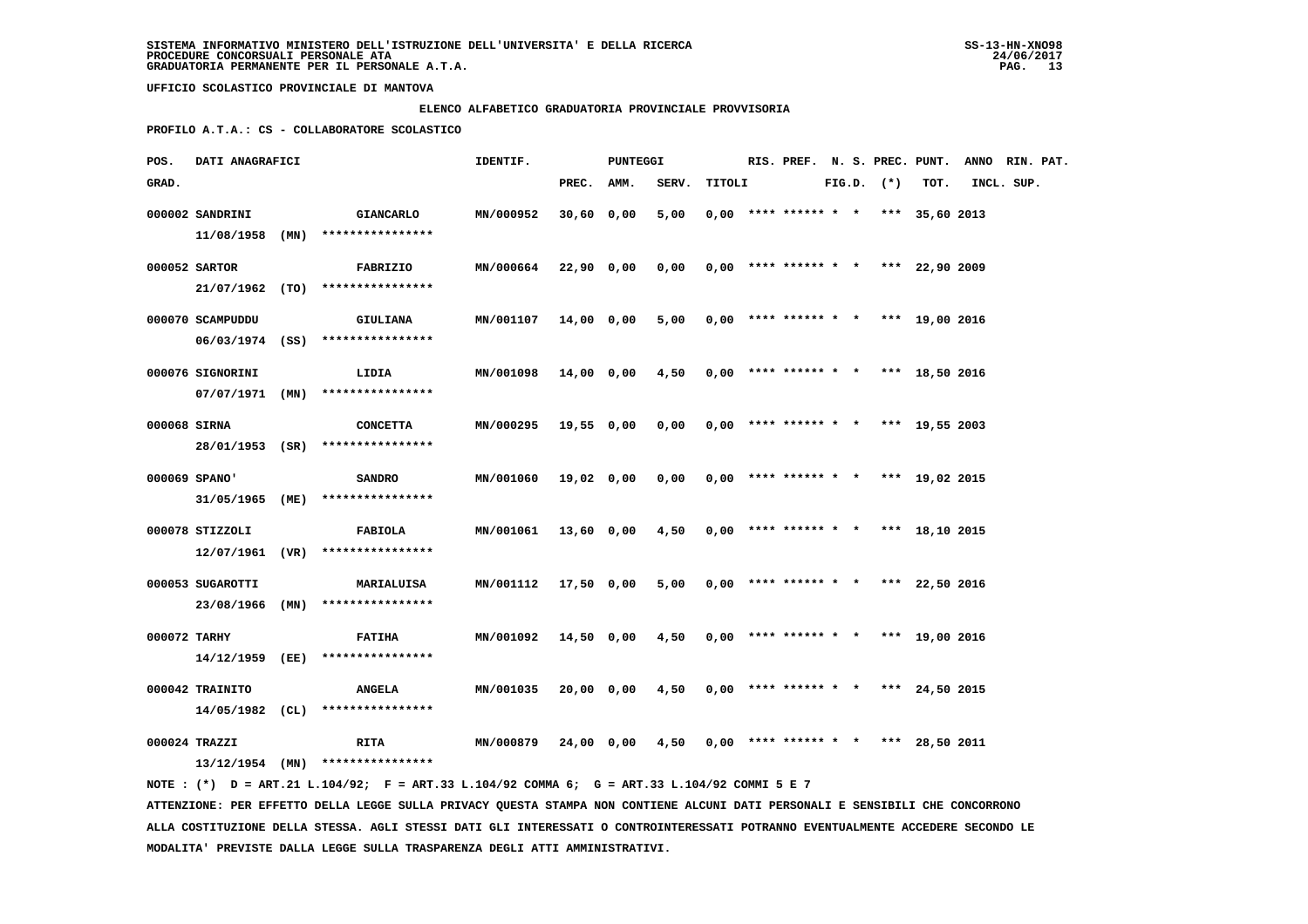SISTEMA INFORMATIVO MINISTERO DELL'ISTRUZIONE DELL'UNIVERSITA' E DELLA RICERCA
PROCEDURE CONCORSUALI PERSONALE ATA
GRADUATORIA PERMANENTE PER IL PERSONALE A.T.A.

SS-13-HN-XNO98
24/06/2017

UFFICIO SCOLASTICO PROVINCIALE DI MANTOVA

ELENCO ALFABETICO GRADUATORIA PROVINCIALE PROVVISORIA

PROFILO A.T.A.: CS - COLLABORATORE SCOLASTICO

| POS. GRAD. | DATI ANAGRAFICI | | IDENTIF. | PUNTEGGI PREC. | AMM. | SERV. | TITOLI | RIS. | PREF. | N. S. FIG.D. | PREC. (*) | PUNT. TOT. | ANNO INCL. | RIN. SUP. | PAT. |
|---|---|---|---|---|---|---|---|---|---|---|---|---|---|---|---|
| 000002 | SANDRINI 11/08/1958 (MN) | GIANCARLO **************** | MN/000952 | 30,60 | 0,00 | 5,00 | 0,00 | **** | ****** | * * | *** | 35,60 | 2013 | | |
| 000052 | SARTOR 21/07/1962 (TO) | FABRIZIO **************** | MN/000664 | 22,90 | 0,00 | 0,00 | 0,00 | **** | ****** | * * | *** | 22,90 | 2009 | | |
| 000070 | SCAMPUDDU 06/03/1974 (SS) | GIULIANA **************** | MN/001107 | 14,00 | 0,00 | 5,00 | 0,00 | **** | ****** | * * | *** | 19,00 | 2016 | | |
| 000076 | SIGNORINI 07/07/1971 (MN) | LIDIA **************** | MN/001098 | 14,00 | 0,00 | 4,50 | 0,00 | **** | ****** | * * | *** | 18,50 | 2016 | | |
| 000068 | SIRNA 28/01/1953 (SR) | CONCETTA **************** | MN/000295 | 19,55 | 0,00 | 0,00 | 0,00 | **** | ****** | * * | *** | 19,55 | 2003 | | |
| 000069 | SPANO' 31/05/1965 (ME) | SANDRO **************** | MN/001060 | 19,02 | 0,00 | 0,00 | 0,00 | **** | ****** | * * | *** | 19,02 | 2015 | | |
| 000078 | STIZZOLI 12/07/1961 (VR) | FABIOLA **************** | MN/001061 | 13,60 | 0,00 | 4,50 | 0,00 | **** | ****** | * * | *** | 18,10 | 2015 | | |
| 000053 | SUGAROTTI 23/08/1966 (MN) | MARIALUISA **************** | MN/001112 | 17,50 | 0,00 | 5,00 | 0,00 | **** | ****** | * * | *** | 22,50 | 2016 | | |
| 000072 | TARHY 14/12/1959 (EE) | FATIHA **************** | MN/001092 | 14,50 | 0,00 | 4,50 | 0,00 | **** | ****** | * * | *** | 19,00 | 2016 | | |
| 000042 | TRAINITO 14/05/1982 (CL) | ANGELA **************** | MN/001035 | 20,00 | 0,00 | 4,50 | 0,00 | **** | ****** | * * | *** | 24,50 | 2015 | | |
| 000024 | TRAZZI 13/12/1954 (MN) | RITA **************** | MN/000879 | 24,00 | 0,00 | 4,50 | 0,00 | **** | ****** | * * | *** | 28,50 | 2011 | | |

NOTE : (*) D = ART.21 L.104/92; F = ART.33 L.104/92 COMMA 6; G = ART.33 L.104/92 COMMI 5 E 7

ATTENZIONE: PER EFFETTO DELLA LEGGE SULLA PRIVACY QUESTA STAMPA NON CONTIENE ALCUNI DATI PERSONALI E SENSIBILI CHE CONCORRONO ALLA COSTITUZIONE DELLA STESSA. AGLI STESSI DATI GLI INTERESSATI O CONTROINTERESSATI POTRANNO EVENTUALMENTE ACCEDERE SECONDO LE MODALITA' PREVISTE DALLA LEGGE SULLA TRASPARENZA DEGLI ATTI AMMINISTRATIVI.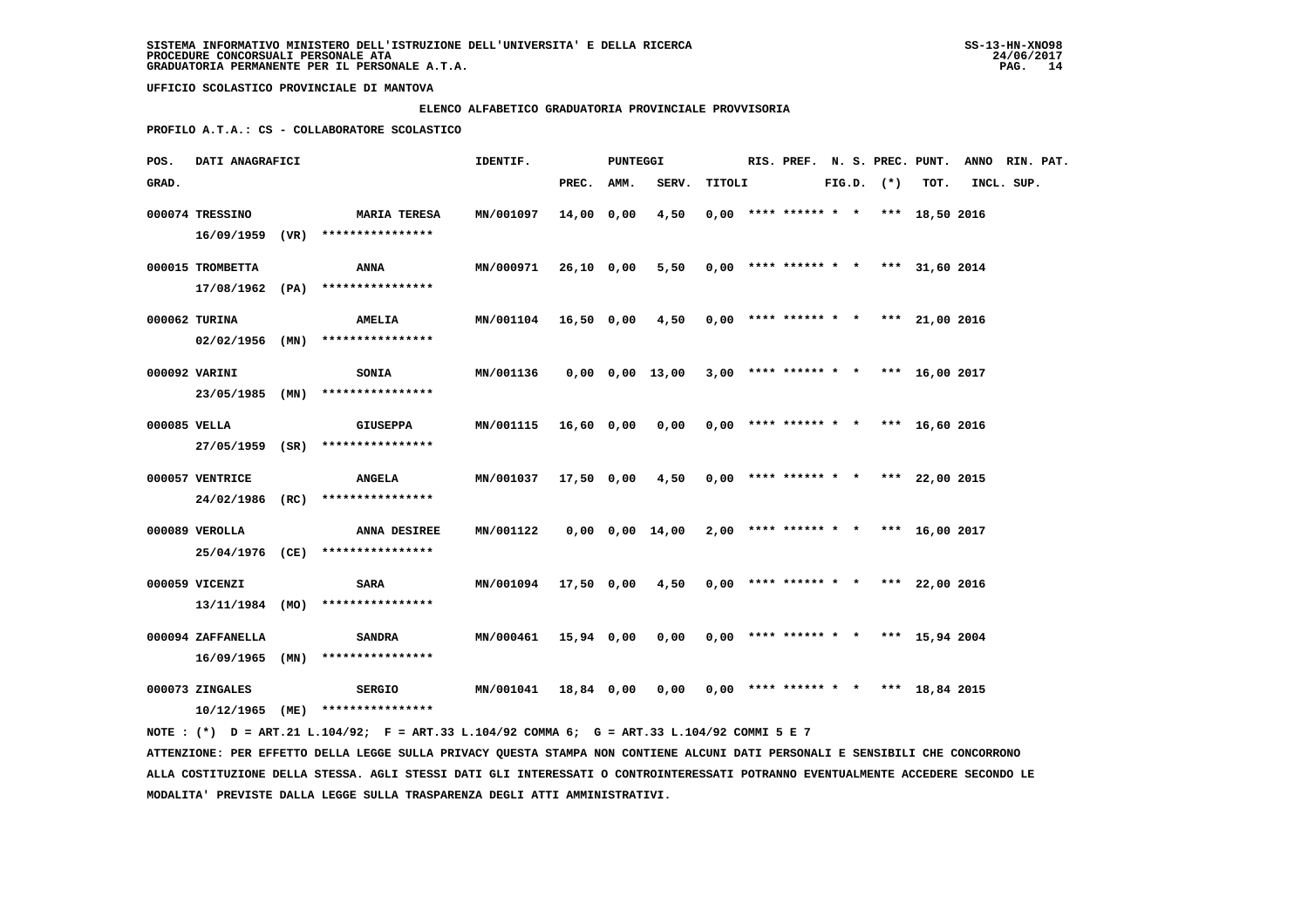UFFICIO SCOLASTICO PROVINCIALE DI MANTOVA

ELENCO ALFABETICO GRADUATORIA PROVINCIALE PROVVISORIA

PROFILO A.T.A.: CS - COLLABORATORE SCOLASTICO

| POS. GRAD. | DATI ANAGRAFICI | | IDENTIF. | PUNTEGGI PREC. | AMM. | SERV. | TITOLI | RIS. | PREF. | N. S. FIG.D. | PREC. (*) | PUNT. TOT. | ANNO INCL. | RIN. PAT. SUP. |
|---|---|---|---|---|---|---|---|---|---|---|---|---|---|---|
| 000074 | TRESSINO 16/09/1959 (VR) | MARIA TERESA **************** | MN/001097 | 14,00 | 0,00 | 4,50 | 0,00 | **** | ****** | * * | *** | 18,50 | 2016 | |
| 000015 | TROMBETTA 17/08/1962 (PA) | ANNA **************** | MN/000971 | 26,10 | 0,00 | 5,50 | 0,00 | **** | ****** | * * | *** | 31,60 | 2014 | |
| 000062 | TURINA 02/02/1956 (MN) | AMELIA **************** | MN/001104 | 16,50 | 0,00 | 4,50 | 0,00 | **** | ****** | * * | *** | 21,00 | 2016 | |
| 000092 | VARINI 23/05/1985 (MN) | SONIA **************** | MN/001136 | 0,00 | 0,00 | 13,00 | 3,00 | **** | ****** | * * | *** | 16,00 | 2017 | |
| 000085 | VELLA 27/05/1959 (SR) | GIUSEPPA **************** | MN/001115 | 16,60 | 0,00 | 0,00 | 0,00 | **** | ****** | * * | *** | 16,60 | 2016 | |
| 000057 | VENTRICE 24/02/1986 (RC) | ANGELA **************** | MN/001037 | 17,50 | 0,00 | 4,50 | 0,00 | **** | ****** | * * | *** | 22,00 | 2015 | |
| 000089 | VEROLLA 25/04/1976 (CE) | ANNA DESIREE **************** | MN/001122 | 0,00 | 0,00 | 14,00 | 2,00 | **** | ****** | * * | *** | 16,00 | 2017 | |
| 000059 | VICENZI 13/11/1984 (MO) | SARA **************** | MN/001094 | 17,50 | 0,00 | 4,50 | 0,00 | **** | ****** | * * | *** | 22,00 | 2016 | |
| 000094 | ZAFFANELLA 16/09/1965 (MN) | SANDRA **************** | MN/000461 | 15,94 | 0,00 | 0,00 | 0,00 | **** | ****** | * * | *** | 15,94 | 2004 | |
| 000073 | ZINGALES 10/12/1965 (ME) | SERGIO **************** | MN/001041 | 18,84 | 0,00 | 0,00 | 0,00 | **** | ****** | * * | *** | 18,84 | 2015 | |

NOTE : (*) D = ART.21 L.104/92; F = ART.33 L.104/92 COMMA 6; G = ART.33 L.104/92 COMMI 5 E 7

ATTENZIONE: PER EFFETTO DELLA LEGGE SULLA PRIVACY QUESTA STAMPA NON CONTIENE ALCUNI DATI PERSONALI E SENSIBILI CHE CONCORRONO ALLA COSTITUZIONE DELLA STESSA. AGLI STESSI DATI GLI INTERESSATI O CONTROINTERESSATI POTRANNO EVENTUALMENTE ACCEDERE SECONDO LE MODALITA' PREVISTE DALLA LEGGE SULLA TRASPARENZA DEGLI ATTI AMMINISTRATIVI.